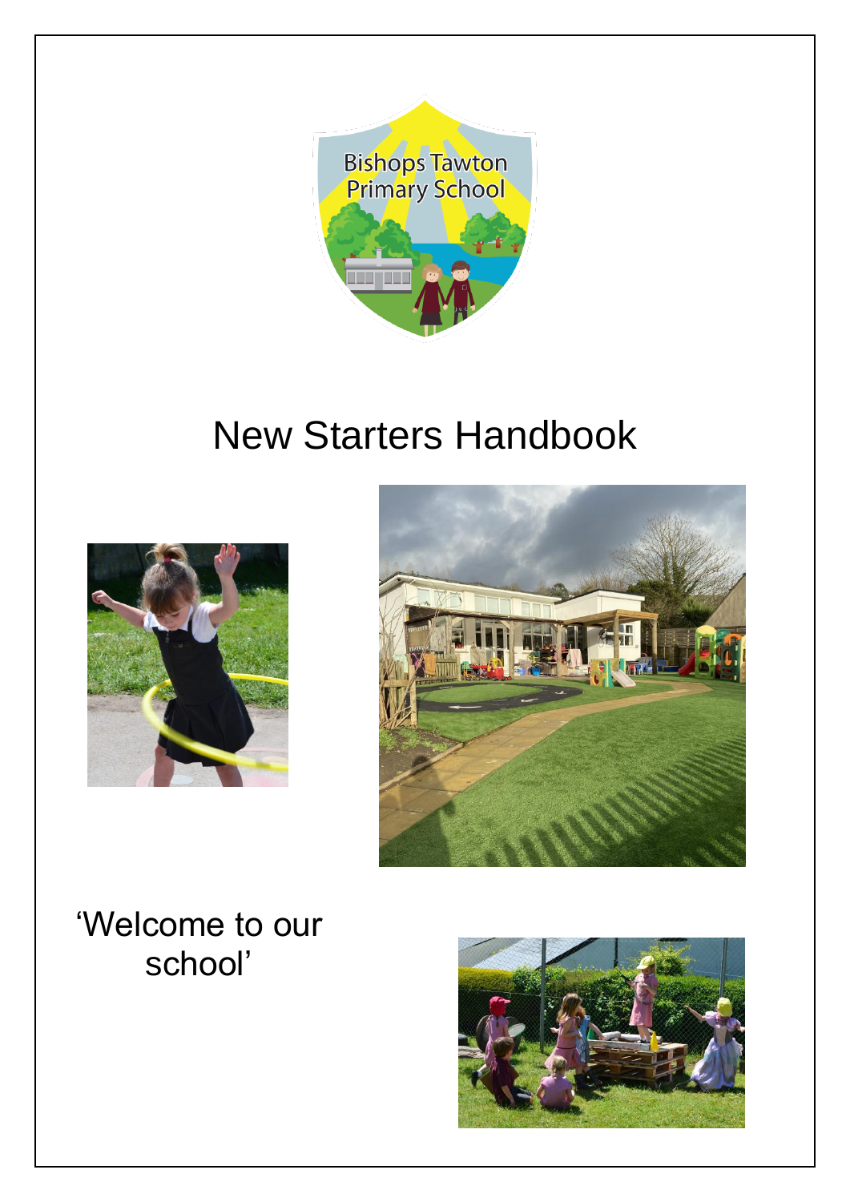# New Starters Handbook

'Welcome to our school'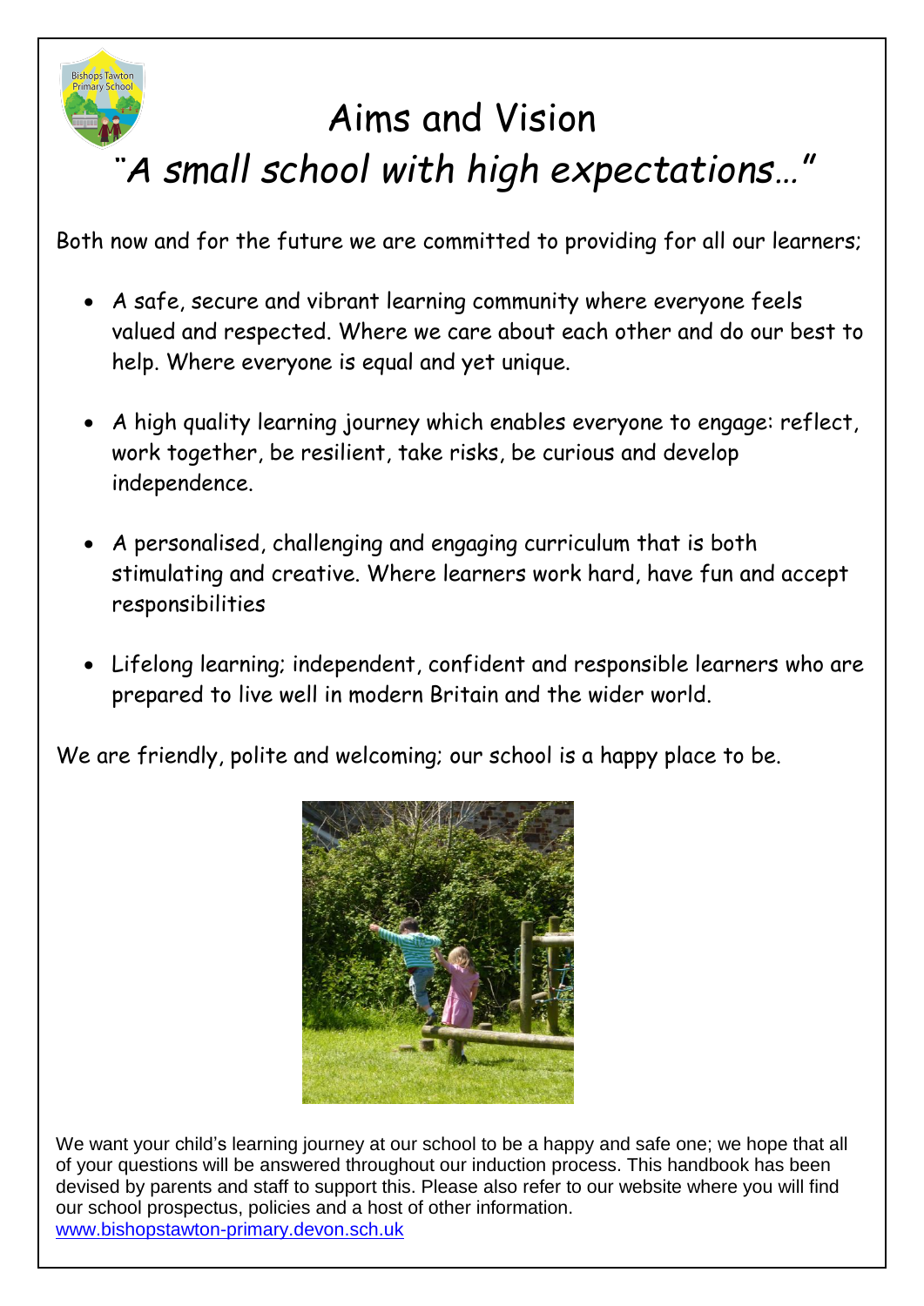# Aims and Vision

## *"A small school with high expectations…"*

Both now and for the future we are committed to providing for all our learners;

- A safe, secure and vibrant learning community where everyone feels valued and respected. Where we care about each other and do our best to help. Where everyone is equal and yet unique.
- A high quality learning journey which enables everyone to engage: reflect, work together, be resilient, take risks, be curious and develop independence.
- A personalised, challenging and engaging curriculum that is both stimulating and creative. Where learners work hard, have fun and accept responsibilities
- Lifelong learning; independent, confident and responsible learners who are prepared to live well in modern Britain and the wider world.

We are friendly, polite and welcoming; our school is a happy place to be.

We want your child's learning journey at our school to be a happy and safe one; we hope that all of your questions will be answered throughout our induction process. This handbook has been devised by parents and staff to support this. Please also refer to our website where you will find our school prospectus, policies and a host of other information. [www.bishopstawton-primary.devon.sch.uk](http://www.bishopstawton-primary.devon.sch.uk)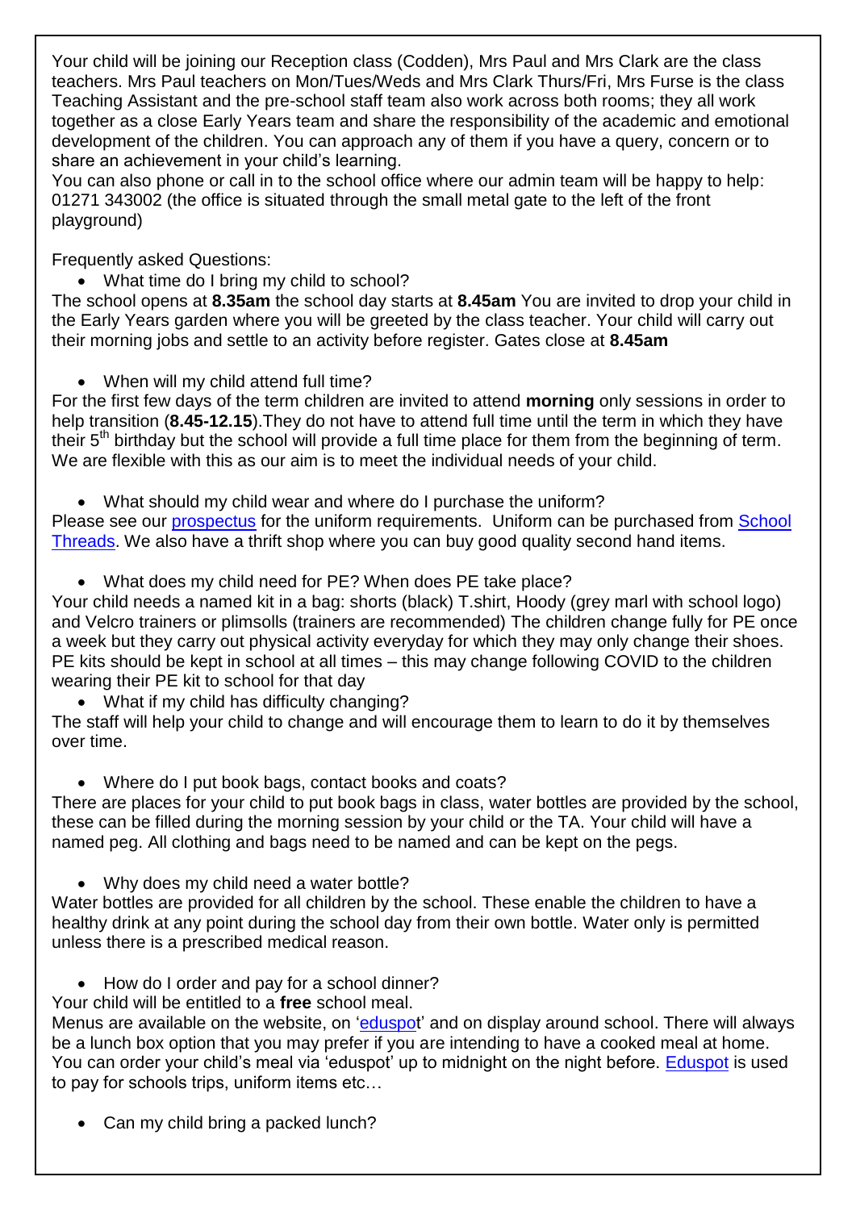Your child will be joining our Reception class (Codden), Mrs Paul and Mrs Clark are the class teachers. Mrs Paul teachers on Mon/Tues/Weds and Mrs Clark Thurs/Fri, Mrs Furse is the class Teaching Assistant and the pre-school staff team also work across both rooms; they all work together as a close Early Years team and share the responsibility of the academic and emotional development of the children. You can approach any of them if you have a query, concern or to share an achievement in your child's learning.
You can also phone or call in to the school office where our admin team will be happy to help: 01271 343002 (the office is situated through the small metal gate to the left of the front playground)

Frequently asked Questions:

- What time do I bring my child to school?

The school opens at **8.35am** the school day starts at **8.45am** You are invited to drop your child in the Early Years garden where you will be greeted by the class teacher. Your child will carry out their morning jobs and settle to an activity before register. Gates close at **8.45am**

- When will my child attend full time?

For the first few days of the term children are invited to attend **morning** only sessions in order to help transition (**8.45-12.15**).They do not have to attend full time until the term in which they have their 5th birthday but the school will provide a full time place for them from the beginning of term. We are flexible with this as our aim is to meet the individual needs of your child.

- What should my child wear and where do I purchase the uniform?

Please see our prospectus for the uniform requirements. Uniform can be purchased from School Threads. We also have a thrift shop where you can buy good quality second hand items.

- What does my child need for PE? When does PE take place?

Your child needs a named kit in a bag: shorts (black) T.shirt, Hoody (grey marl with school logo) and Velcro trainers or plimsolls (trainers are recommended) The children change fully for PE once a week but they carry out physical activity everyday for which they may only change their shoes. PE kits should be kept in school at all times – this may change following COVID to the children wearing their PE kit to school for that day

- What if my child has difficulty changing?

The staff will help your child to change and will encourage them to learn to do it by themselves over time.

- Where do I put book bags, contact books and coats?

There are places for your child to put book bags in class, water bottles are provided by the school, these can be filled during the morning session by your child or the TA. Your child will have a named peg. All clothing and bags need to be named and can be kept on the pegs.

- Why does my child need a water bottle?

Water bottles are provided for all children by the school. These enable the children to have a healthy drink at any point during the school day from their own bottle. Water only is permitted unless there is a prescribed medical reason.

- How do I order and pay for a school dinner?

Your child will be entitled to a **free** school meal.
Menus are available on the website, on 'eduspot' and on display around school. There will always be a lunch box option that you may prefer if you are intending to have a cooked meal at home. You can order your child's meal via 'eduspot' up to midnight on the night before. Eduspot is used to pay for schools trips, uniform items etc…

- Can my child bring a packed lunch?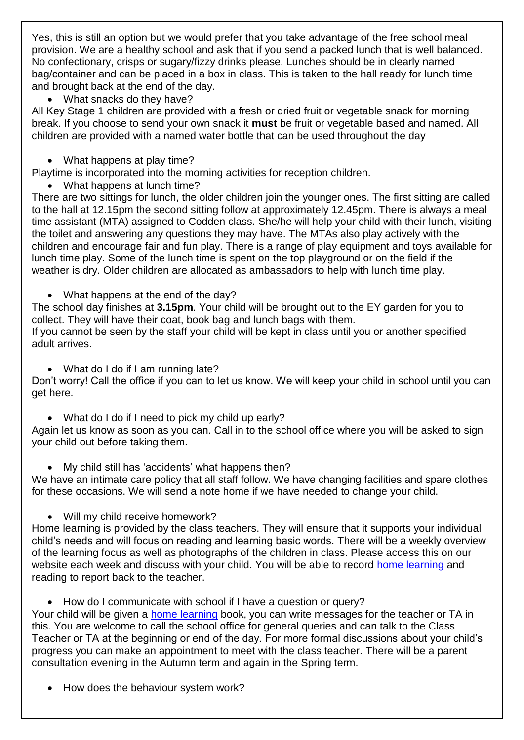Yes, this is still an option but we would prefer that you take advantage of the free school meal provision. We are a healthy school and ask that if you send a packed lunch that is well balanced. No confectionary, crisps or sugary/fizzy drinks please. Lunches should be in clearly named bag/container and can be placed in a box in class. This is taken to the hall ready for lunch time and brought back at the end of the day.

- What snacks do they have?

All Key Stage 1 children are provided with a fresh or dried fruit or vegetable snack for morning break. If you choose to send your own snack it **must** be fruit or vegetable based and named. All children are provided with a named water bottle that can be used throughout the day

- What happens at play time?

Playtime is incorporated into the morning activities for reception children.

- What happens at lunch time?

There are two sittings for lunch, the older children join the younger ones. The first sitting are called to the hall at 12.15pm the second sitting follow at approximately 12.45pm. There is always a meal time assistant (MTA) assigned to Codden class. She/he will help your child with their lunch, visiting the toilet and answering any questions they may have. The MTAs also play actively with the children and encourage fair and fun play. There is a range of play equipment and toys available for lunch time play. Some of the lunch time is spent on the top playground or on the field if the weather is dry. Older children are allocated as ambassadors to help with lunch time play.

- What happens at the end of the day?

The school day finishes at **3.15pm**. Your child will be brought out to the EY garden for you to collect. They will have their coat, book bag and lunch bags with them.
If you cannot be seen by the staff your child will be kept in class until you or another specified adult arrives.

- What do I do if I am running late?

Don't worry! Call the office if you can to let us know. We will keep your child in school until you can get here.

- What do I do if I need to pick my child up early?

Again let us know as soon as you can. Call in to the school office where you will be asked to sign your child out before taking them.

- My child still has 'accidents' what happens then?

We have an intimate care policy that all staff follow. We have changing facilities and spare clothes for these occasions. We will send a note home if we have needed to change your child.

- Will my child receive homework?

Home learning is provided by the class teachers. They will ensure that it supports your individual child's needs and will focus on reading and learning basic words. There will be a weekly overview of the learning focus as well as photographs of the children in class. Please access this on our website each week and discuss with your child. You will be able to record home learning and reading to report back to the teacher.

- How do I communicate with school if I have a question or query?

Your child will be given a home learning book, you can write messages for the teacher or TA in this. You are welcome to call the school office for general queries and can talk to the Class Teacher or TA at the beginning or end of the day. For more formal discussions about your child's progress you can make an appointment to meet with the class teacher. There will be a parent consultation evening in the Autumn term and again in the Spring term.

- How does the behaviour system work?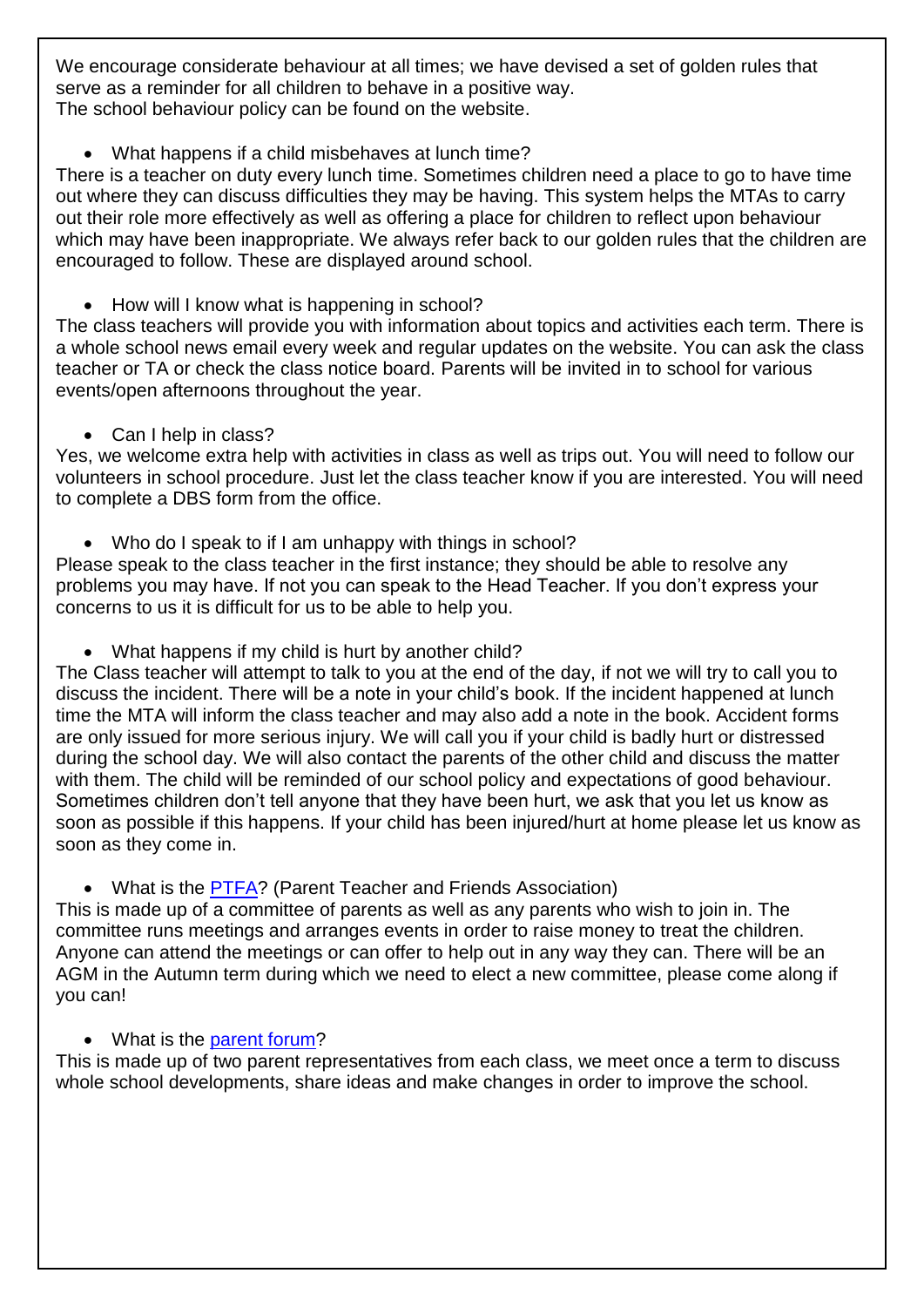We encourage considerate behaviour at all times; we have devised a set of golden rules that serve as a reminder for all children to behave in a positive way.
The school behaviour policy can be found on the website.

- What happens if a child misbehaves at lunch time?

There is a teacher on duty every lunch time. Sometimes children need a place to go to have time out where they can discuss difficulties they may be having. This system helps the MTAs to carry out their role more effectively as well as offering a place for children to reflect upon behaviour which may have been inappropriate. We always refer back to our golden rules that the children are encouraged to follow. These are displayed around school.

- How will I know what is happening in school?

The class teachers will provide you with information about topics and activities each term. There is a whole school news email every week and regular updates on the website. You can ask the class teacher or TA or check the class notice board. Parents will be invited in to school for various events/open afternoons throughout the year.

- Can I help in class?

Yes, we welcome extra help with activities in class as well as trips out. You will need to follow our volunteers in school procedure. Just let the class teacher know if you are interested. You will need to complete a DBS form from the office.

- Who do I speak to if I am unhappy with things in school?

Please speak to the class teacher in the first instance; they should be able to resolve any problems you may have. If not you can speak to the Head Teacher. If you don't express your concerns to us it is difficult for us to be able to help you.

- What happens if my child is hurt by another child?

The Class teacher will attempt to talk to you at the end of the day, if not we will try to call you to discuss the incident. There will be a note in your child's book. If the incident happened at lunch time the MTA will inform the class teacher and may also add a note in the book. Accident forms are only issued for more serious injury. We will call you if your child is badly hurt or distressed during the school day. We will also contact the parents of the other child and discuss the matter with them. The child will be reminded of our school policy and expectations of good behaviour. Sometimes children don't tell anyone that they have been hurt, we ask that you let us know as soon as possible if this happens. If your child has been injured/hurt at home please let us know as soon as they come in.

- What is the PTFA? (Parent Teacher and Friends Association)

This is made up of a committee of parents as well as any parents who wish to join in. The committee runs meetings and arranges events in order to raise money to treat the children. Anyone can attend the meetings or can offer to help out in any way they can. There will be an AGM in the Autumn term during which we need to elect a new committee, please come along if you can!

- What is the parent forum?

This is made up of two parent representatives from each class, we meet once a term to discuss whole school developments, share ideas and make changes in order to improve the school.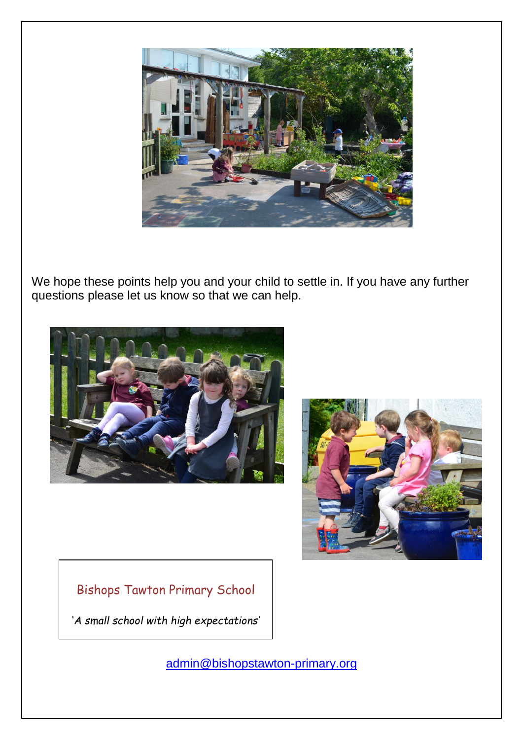We hope these points help you and your child to settle in. If you have any further questions please let us know so that we can help.

Bishops Tawton Primary School

*'A small school with high expectations'*

admin@bishopstawton-primary.org